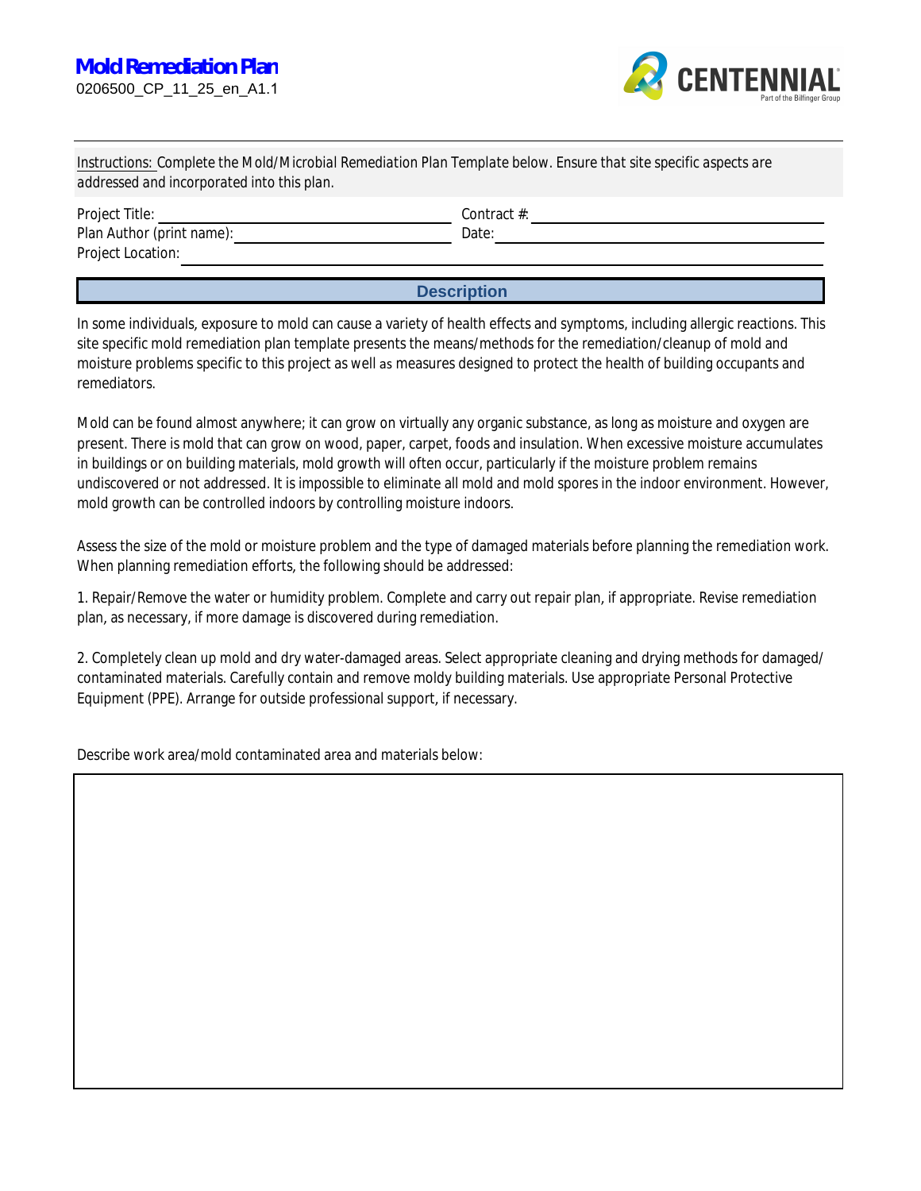# Mold Remediation Plan

0206500_CP_11_25_en_A1.1

*Instructions: Complete the Mold/Microbial Remediation Plan Template below. Ensure that site specific aspects are addressed and incorporated into this plan.*

Project Title: ______________________ Contract #: ______________________

Plan Author (print name): ______________________ Date: ______________________

Project Location: ______________________

## Description

In some individuals, exposure to mold can cause a variety of health effects and symptoms, including allergic reactions. This site specific mold remediation plan template presents the means/methods for the remediation/cleanup of mold and moisture problems specific to this project as well as measures designed to protect the health of building occupants and remediators.

Mold can be found almost anywhere; it can grow on virtually any organic substance, as long as moisture and oxygen are present. There is mold that can grow on wood, paper, carpet, foods and insulation. When excessive moisture accumulates in buildings or on building materials, mold growth will often occur, particularly if the moisture problem remains undiscovered or not addressed. It is impossible to eliminate all mold and mold spores in the indoor environment. However, mold growth can be controlled indoors by controlling moisture indoors.

Assess the size of the mold or moisture problem and the type of damaged materials before planning the remediation work. When planning remediation efforts, the following should be addressed:

1. Repair/Remove the water or humidity problem. Complete and carry out repair plan, if appropriate. Revise remediation plan, as necessary, if more damage is discovered during remediation.

2. Completely clean up mold and dry water-damaged areas. Select appropriate cleaning and drying methods for damaged/contaminated materials. Carefully contain and remove moldy building materials. Use appropriate Personal Protective Equipment (PPE). Arrange for outside professional support, if necessary.

Describe work area/mold contaminated area and materials below: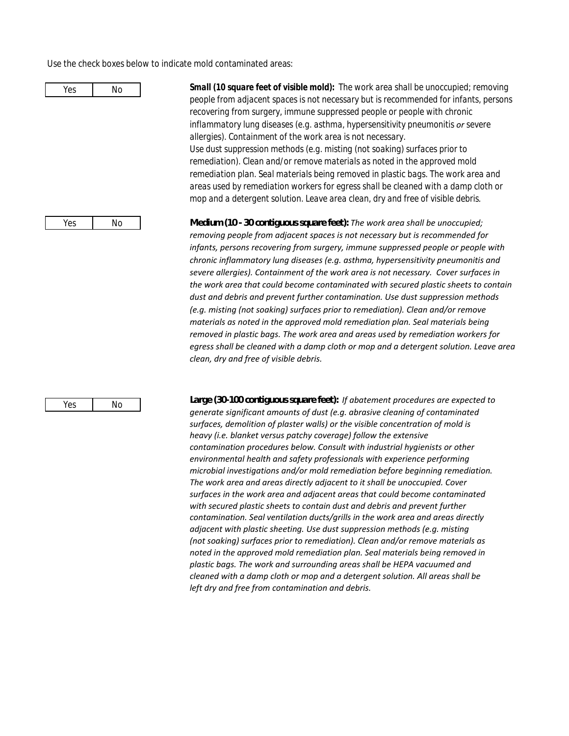Use the check boxes below to indicate mold contaminated areas:

| Yes | No |
|---|---|

**Small (10 square feet of visible mold):** The work area shall be unoccupied; removing people from adjacent spaces is not necessary but is recommended for infants, persons recovering from surgery, immune suppressed people or people with chronic inflammatory lung diseases (e.g. asthma, hypersensitivity pneumonitis *or* severe allergies). Containment of the work area is not necessary.
Use dust suppression methods (e.g. misting (not soaking) surfaces prior to remediation). Clean and/or remove materials as noted in the approved mold remediation plan. Seal materials being removed in plastic bags. The work area and areas used by remediation workers for egress shall be cleaned with a damp cloth or mop and a detergent solution. Leave area clean, dry and free of visible debris.

| Yes | No |
|---|---|

**Medium (10 - 30 contiguous square feet):** *The work area shall be unoccupied; removing people from adjacent spaces is not necessary but is recommended for infants, persons recovering from surgery, immune suppressed people or people with chronic inflammatory lung diseases (e.g. asthma, hypersensitivity pneumonitis and severe allergies). Containment of the work area is not necessary. Cover surfaces in the work area that could become contaminated with secured plastic sheets to contain dust and debris and prevent further contamination. Use dust suppression methods (e.g. misting (not soaking) surfaces prior to remediation). Clean and/or remove materials as noted in the approved mold remediation plan. Seal materials being removed in plastic bags. The work area and areas used by remediation workers for egress shall be cleaned with a damp cloth or mop and a detergent solution. Leave area clean, dry and free of visible debris.*

| Yes | No |
|---|---|

**Large (30-100 contiguous square feet):** *If abatement procedures are expected to generate significant amounts of dust (e.g. abrasive cleaning of contaminated surfaces, demolition of plaster walls) or the visible concentration of mold is heavy (i.e. blanket versus patchy coverage) follow the extensive contamination procedures below. Consult with industrial hygienists or other environmental health and safety professionals with experience performing microbial investigations and/or mold remediation before beginning remediation. The work area and areas directly adjacent to it shall be unoccupied. Cover surfaces in the work area and adjacent areas that could become contaminated with secured plastic sheets to contain dust and debris and prevent further contamination. Seal ventilation ducts/grills in the work area and areas directly adjacent with plastic sheeting. Use dust suppression methods (e.g. misting (not soaking) surfaces prior to remediation). Clean and/or remove materials as noted in the approved mold remediation plan. Seal materials being removed in plastic bags. The work and surrounding areas shall be HEPA vacuumed and cleaned with a damp cloth or mop and a detergent solution. All areas shall be left dry and free from contamination and debris.*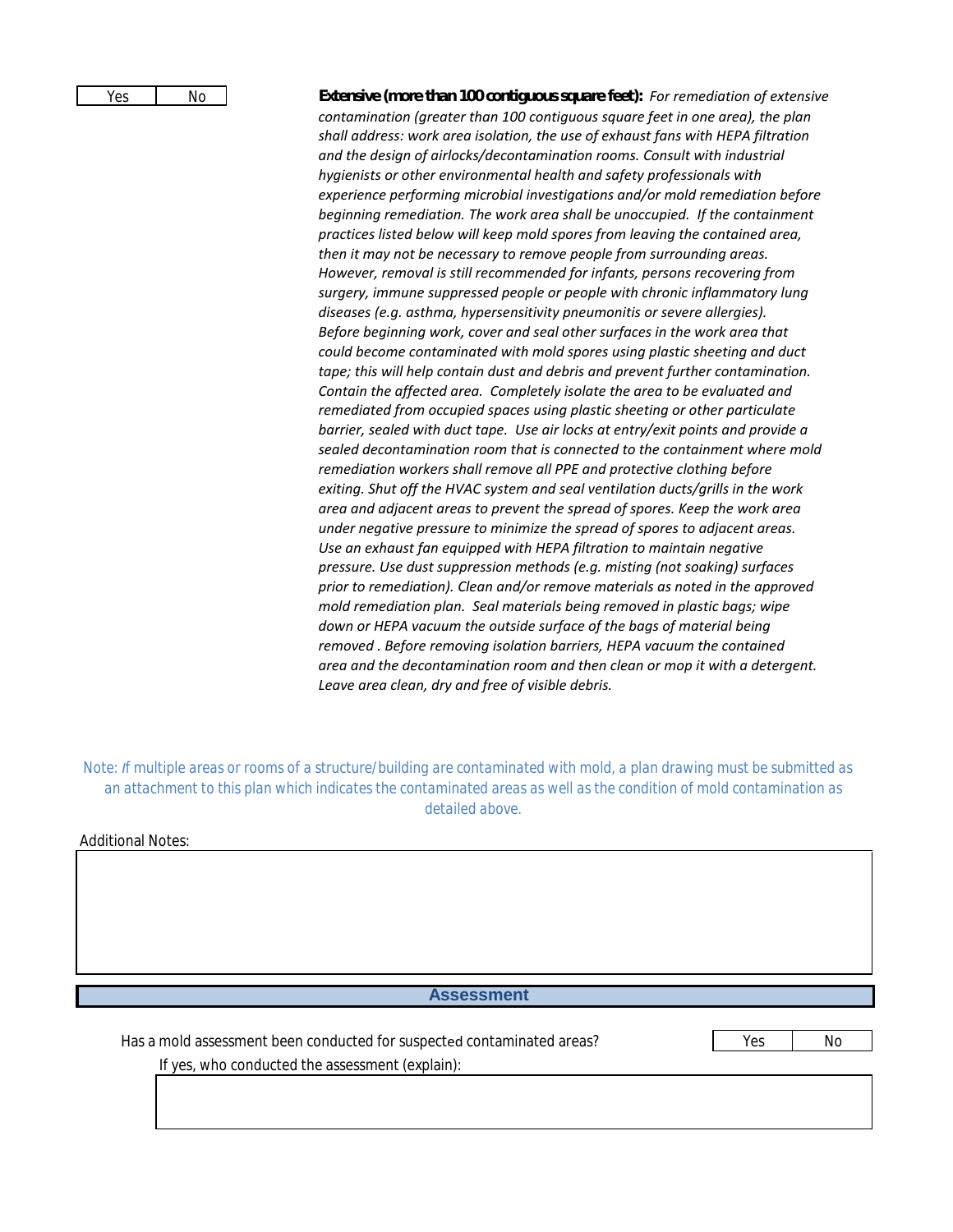| Yes | No |
|---|---|
| | |

**Extensive (more than 100 contiguous square feet):** *For remediation of extensive contamination (greater than 100 contiguous square feet in one area), the plan shall address: work area isolation, the use of exhaust fans with HEPA filtration and the design of airlocks/decontamination rooms. Consult with industrial hygienists or other environmental health and safety professionals with experience performing microbial investigations and/or mold remediation before beginning remediation. The work area shall be unoccupied. If the containment practices listed below will keep mold spores from leaving the contained area, then it may not be necessary to remove people from surrounding areas. However, removal is still recommended for infants, persons recovering from surgery, immune suppressed people or people with chronic inflammatory lung diseases (e.g. asthma, hypersensitivity pneumonitis or severe allergies). Before beginning work, cover and seal other surfaces in the work area that could become contaminated with mold spores using plastic sheeting and duct tape; this will help contain dust and debris and prevent further contamination. Contain the affected area. Completely isolate the area to be evaluated and remediated from occupied spaces using plastic sheeting or other particulate barrier, sealed with duct tape. Use air locks at entry/exit points and provide a sealed decontamination room that is connected to the containment where mold remediation workers shall remove all PPE and protective clothing before exiting. Shut off the HVAC system and seal ventilation ducts/grills in the work area and adjacent areas to prevent the spread of spores. Keep the work area under negative pressure to minimize the spread of spores to adjacent areas. Use an exhaust fan equipped with HEPA filtration to maintain negative pressure. Use dust suppression methods (e.g. misting (not soaking) surfaces prior to remediation). Clean and/or remove materials as noted in the approved mold remediation plan. Seal materials being removed in plastic bags; wipe down or HEPA vacuum the outside surface of the bags of material being removed . Before removing isolation barriers, HEPA vacuum the contained area and the decontamination room and then clean or mop it with a detergent. Leave area clean, dry and free of visible debris.*

Note: *I*f multiple areas or rooms of a structure/building are contaminated with mold, a plan drawing must be submitted as an attachment to this plan which indicates the contaminated areas as well as the condition of mold contamination as detailed above.

Additional Notes:

## Assessment

Has a mold assessment been conducted for suspected contaminated areas?

| Yes | No |
|---|---|
| | |

If yes, who conducted the assessment (explain):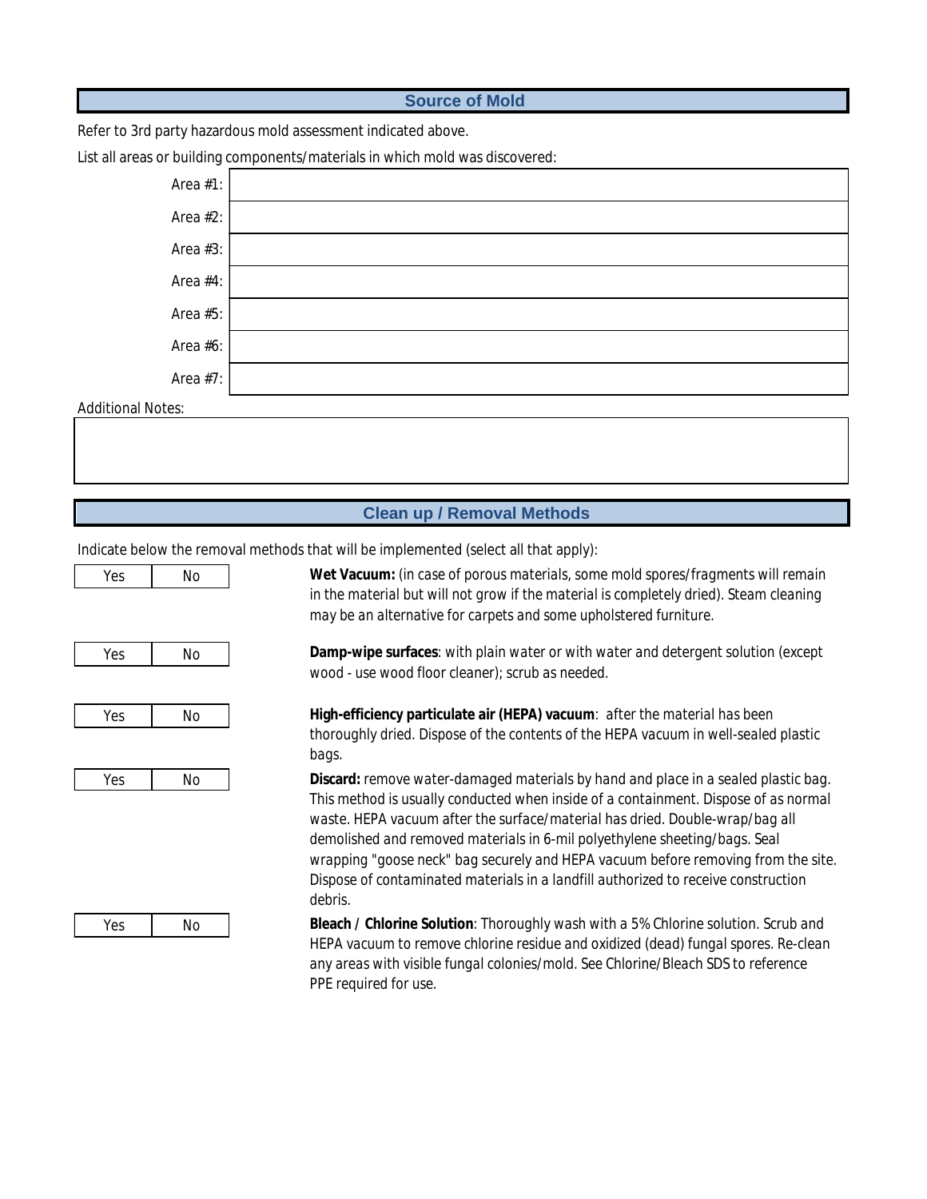## Source of Mold

Refer to 3rd party hazardous mold assessment indicated above.

List all areas or building components/materials in which mold was discovered:

| | |
|---|---|
| Area #1: | |
| Area #2: | |
| Area #3: | |
| Area #4: | |
| Area #5: | |
| Area #6: | |
| Area #7: | |

Additional Notes:

## Clean up / Removal Methods

Indicate below the removal methods that will be implemented (select all that apply):

| Yes | No | Method |
|---|---|---|
| Yes | No | **Wet Vacuum:** (in case of porous materials, some mold spores/fragments will remain in the material but will not grow if the material is completely dried). Steam cleaning may be an alternative for carpets and some upholstered furniture. |
| Yes | No | **Damp-wipe surfaces**: with plain water or with water and detergent solution (except wood - use wood floor cleaner); scrub as needed. |
| Yes | No | **High-efficiency particulate air (HEPA) vacuum**: after the material has been thoroughly dried. Dispose of the contents of the HEPA vacuum in well-sealed plastic bags. |
| Yes | No | **Discard:** remove water-damaged materials by hand and place in a sealed plastic bag. This method is usually conducted when inside of a containment. Dispose of as normal waste. HEPA vacuum after the surface/material has dried. Double-wrap/bag all demolished and removed materials in 6-mil polyethylene sheeting/bags. Seal wrapping "goose neck" bag securely and HEPA vacuum before removing from the site. Dispose of contaminated materials in a landfill authorized to receive construction debris. |
| Yes | No | **Bleach / Chlorine Solution**: Thoroughly wash with a 5% Chlorine solution. Scrub and HEPA vacuum to remove chlorine residue and oxidized (dead) fungal spores. Re-clean any areas with visible fungal colonies/mold. See Chlorine/Bleach SDS to reference PPE required for use. |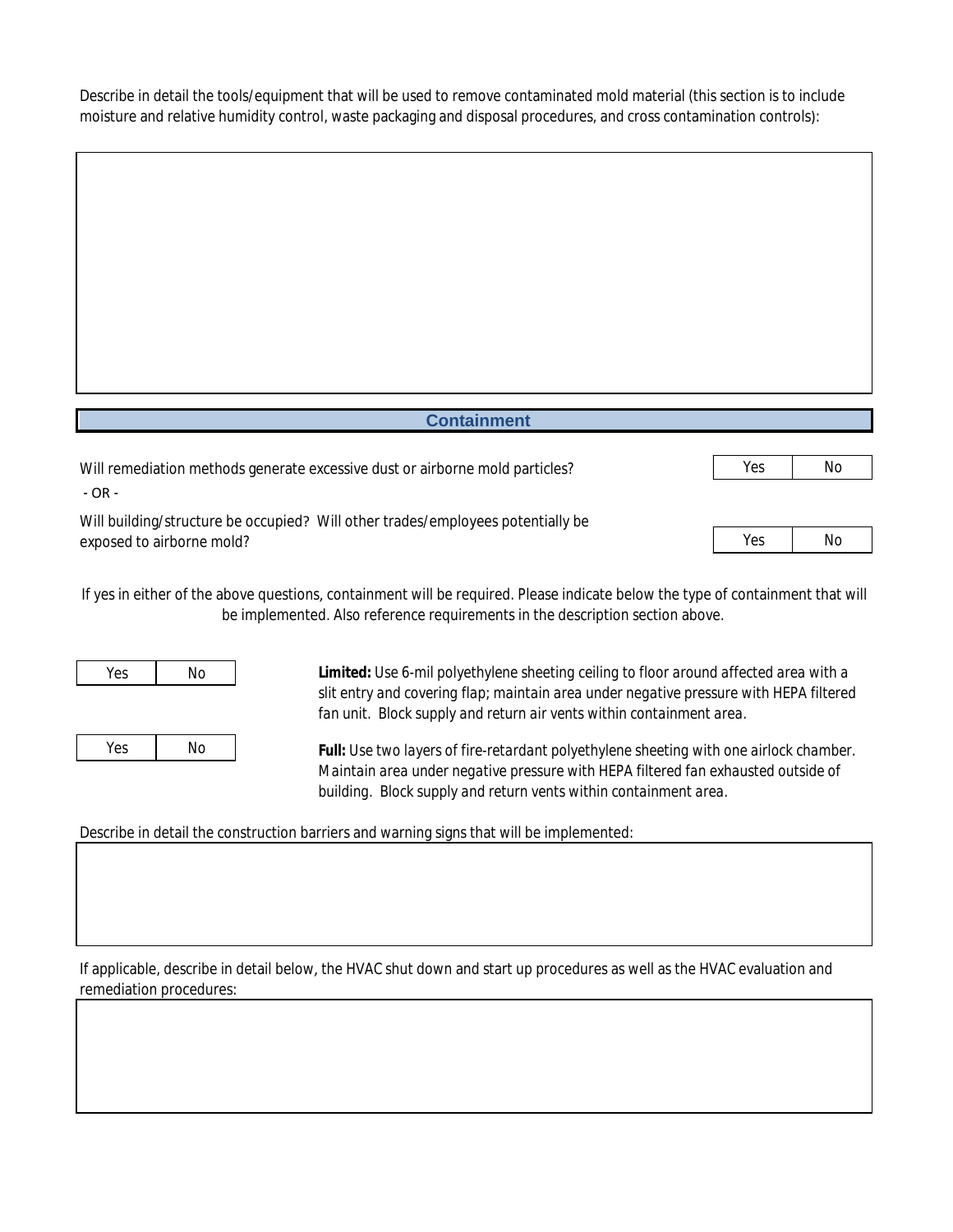Describe in detail the tools/equipment that will be used to remove contaminated mold material (this section is to include moisture and relative humidity control, waste packaging and disposal procedures, and cross contamination controls):

## Containment

Will remediation methods generate excessive dust or airborne mold particles? | Yes | No |

- OR -

Will building/structure be occupied? Will other trades/employees potentially be exposed to airborne mold? | Yes | No |

If yes in either of the above questions, containment will be required. Please indicate below the type of containment that will be implemented. Also reference requirements in the description section above.

| Yes | No | *Limited*: Use 6-mil polyethylene sheeting ceiling to floor around affected area with a slit entry and covering flap; maintain area under negative pressure with HEPA filtered fan unit. Block supply and return air vents within containment area.

| Yes | No | *Full*: Use two layers of fire-retardant polyethylene sheeting with one airlock chamber. Maintain area under negative pressure with HEPA filtered fan exhausted outside of building. Block supply and return vents within containment area.

Describe in detail the construction barriers and warning signs that will be implemented:

If applicable, describe in detail below, the HVAC shut down and start up procedures as well as the HVAC evaluation and remediation procedures: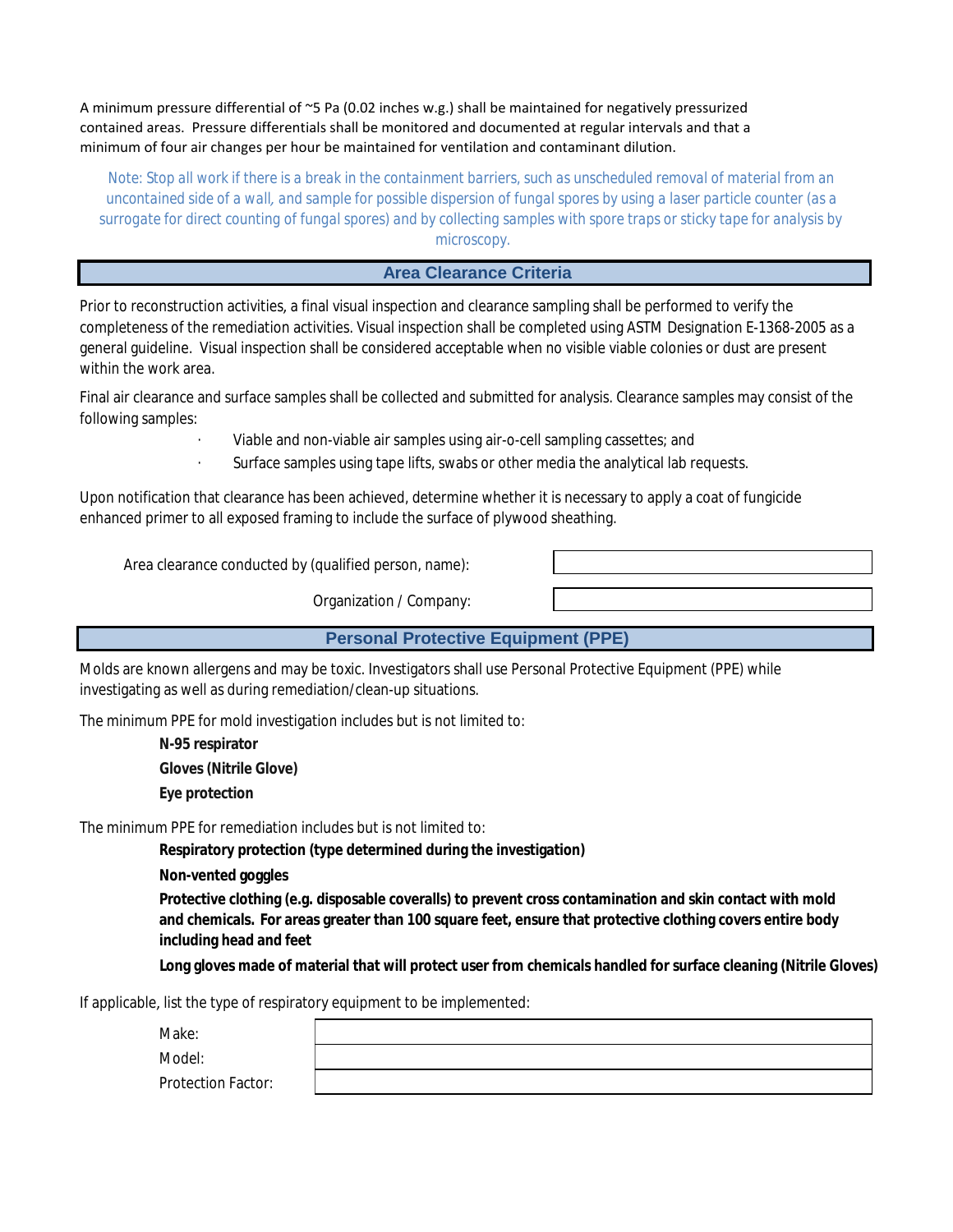A minimum pressure differential of ~5 Pa (0.02 inches w.g.) shall be maintained for negatively pressurized contained areas. Pressure differentials shall be monitored and documented at regular intervals and that a minimum of four air changes per hour be maintained for ventilation and contaminant dilution.

*Note: Stop all work if there is a break in the containment barriers, such as unscheduled removal of material from an uncontained side of a wall, and sample for possible dispersion of fungal spores by using a laser particle counter (as a surrogate for direct counting of fungal spores) and by collecting samples with spore traps or sticky tape for analysis by microscopy.*

## Area Clearance Criteria

Prior to reconstruction activities, a final visual inspection and clearance sampling shall be performed to verify the completeness of the remediation activities. Visual inspection shall be completed using ASTM Designation E-1368-2005 as a general guideline. Visual inspection shall be considered acceptable when no visible viable colonies or dust are present within the work area.

Final air clearance and surface samples shall be collected and submitted for analysis. Clearance samples may consist of the following samples:

- Viable and non-viable air samples using air-o-cell sampling cassettes; and
- Surface samples using tape lifts, swabs or other media the analytical lab requests.

Upon notification that clearance has been achieved, determine whether it is necessary to apply a coat of fungicide enhanced primer to all exposed framing to include the surface of plywood sheathing.

| Area clearance conducted by (qualified person, name): | |
|---|---|
| Organization / Company: | |

## Personal Protective Equipment (PPE)

Molds are known allergens and may be toxic. Investigators shall use Personal Protective Equipment (PPE) while investigating as well as during remediation/clean-up situations.

The minimum PPE for mold investigation includes but is not limited to:

**N-95 respirator**

**Gloves (Nitrile Glove)**

**Eye protection**

The minimum PPE for remediation includes but is not limited to:

**Respiratory protection (type determined during the investigation)**

**Non-vented goggles**

**Protective clothing (e.g. disposable coveralls) to prevent cross contamination and skin contact with mold and chemicals. For areas greater than 100 square feet, ensure that protective clothing covers entire body including head and feet**

**Long gloves made of material that will protect user from chemicals handled for surface cleaning (Nitrile Gloves)**

If applicable, list the type of respiratory equipment to be implemented:

| Make: | |
|---|---|
| Model: | |
| Protection Factor: | |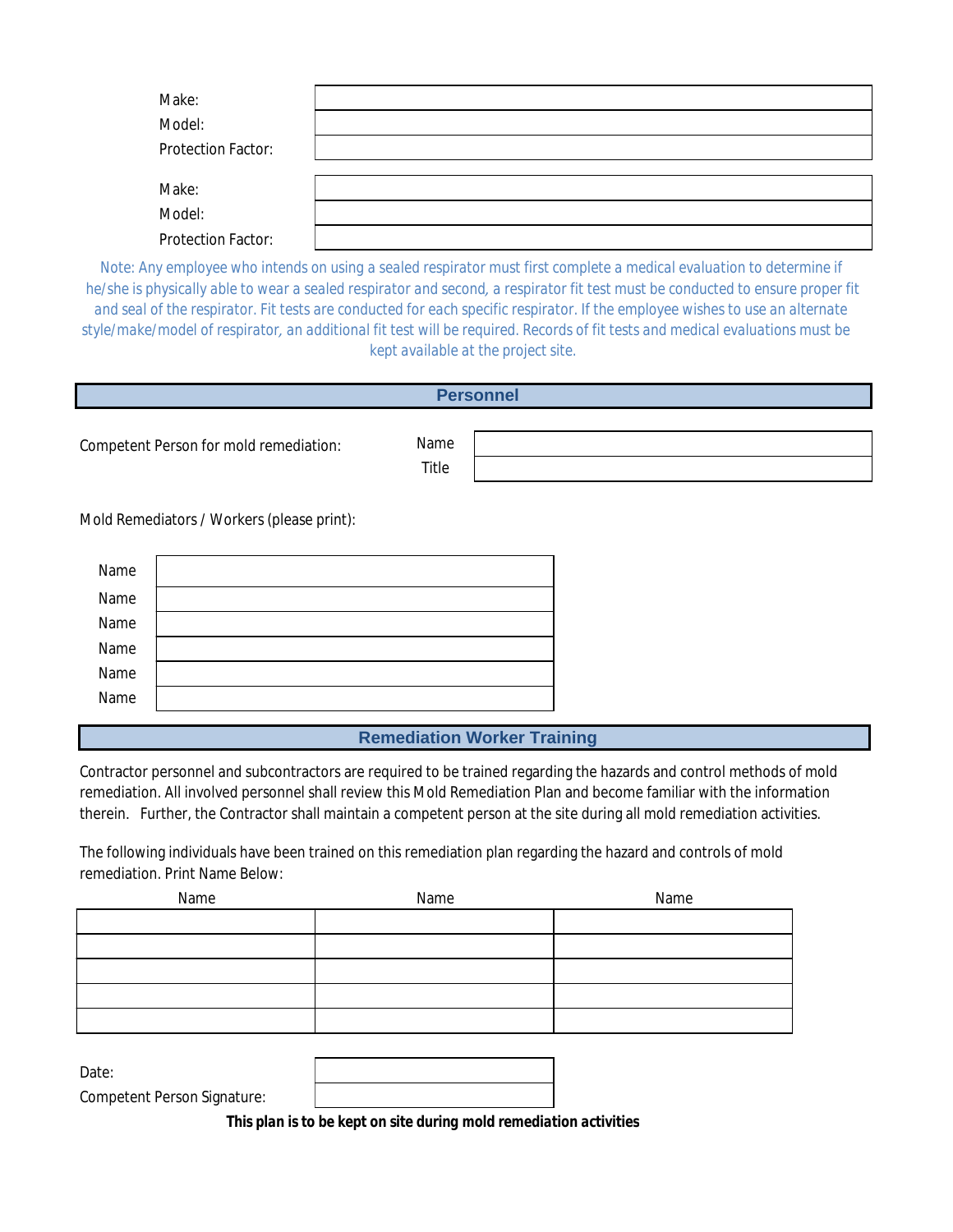| | |
|---|---|
| Make: | |
| Model: | |
| Protection Factor: | |

| | |
|---|---|
| Make: | |
| Model: | |
| Protection Factor: | |

Note: Any employee who intends on using a sealed respirator must first complete a medical evaluation to determine if he/she is physically able to wear a sealed respirator and second, a respirator fit test must be conducted to ensure proper fit and seal of the respirator. Fit tests are conducted for each specific respirator. If the employee wishes to use an alternate style/make/model of respirator, an additional fit test will be required. Records of fit tests and medical evaluations must be kept available at the project site.

## Personnel

Competent Person for mold remediation:

| | |
|---|---|
| Name | |
| Title | |

Mold Remediators / Workers (please print):

| | |
|---|---|
| Name | |
| Name | |
| Name | |
| Name | |
| Name | |
| Name | |

## Remediation Worker Training

Contractor personnel and subcontractors are required to be trained regarding the hazards and control methods of mold remediation. All involved personnel shall review this Mold Remediation Plan and become familiar with the information therein. Further, the Contractor shall maintain a competent person at the site during all mold remediation activities.

The following individuals have been trained on this remediation plan regarding the hazard and controls of mold remediation. Print Name Below:

| Name | Name | Name |
|---|---|---|
| | | |
| | | |
| | | |
| | | |
| | | |

| | |
|---|---|
| Date: | |
| Competent Person Signature: | |

***This plan is to be kept on site during mold remediation activities***